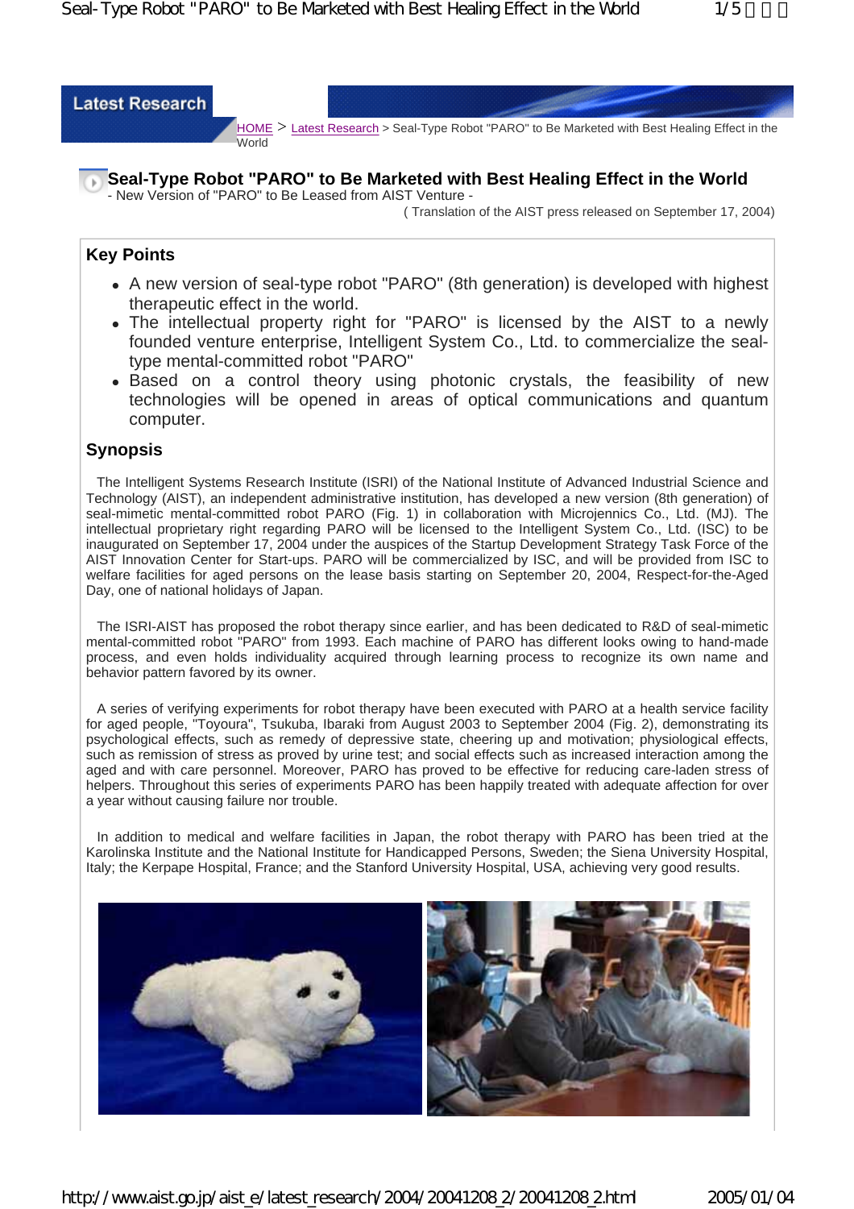Latest Research

HOME > Latest Research > Seal-Type Robot "PARO" to Be Marketed with Best Healing Effect in the World

# Seal-Type Robot "PARO" to Be Marketed with Best Healing Effect in the World

- New Version of "PARO" to Be Leased from AIST Venture -

( Translation of the AIST press released on September 17, 2004)

## Key Points

- A new version of seal-type robot "PARO" (8th generation) is developed with highest therapeutic effect in the world.
- The intellectual property right for "PARO" is licensed by the AIST to a newly founded venture enterprise, Intelligent System Co., Ltd. to commercialize the seal-type mental-committed robot "PARO"
- Based on a control theory using photonic crystals, the feasibility of new technologies will be opened in areas of optical communications and quantum computer.

## Synopsis

The Intelligent Systems Research Institute (ISRI) of the National Institute of Advanced Industrial Science and Technology (AIST), an independent administrative institution, has developed a new version (8th generation) of seal-mimetic mental-committed robot PARO (Fig. 1) in collaboration with Microjennics Co., Ltd. (MJ). The intellectual proprietary right regarding PARO will be licensed to the Intelligent System Co., Ltd. (ISC) to be inaugurated on September 17, 2004 under the auspices of the Startup Development Strategy Task Force of the AIST Innovation Center for Start-ups. PARO will be commercialized by ISC, and will be provided from ISC to welfare facilities for aged persons on the lease basis starting on September 20, 2004, Respect-for-the-Aged Day, one of national holidays of Japan.

The ISRI-AIST has proposed the robot therapy since earlier, and has been dedicated to R&D of seal-mimetic mental-committed robot "PARO" from 1993. Each machine of PARO has different looks owing to hand-made process, and even holds individuality acquired through learning process to recognize its own name and behavior pattern favored by its owner.

A series of verifying experiments for robot therapy have been executed with PARO at a health service facility for aged people, "Toyoura", Tsukuba, Ibaraki from August 2003 to September 2004 (Fig. 2), demonstrating its psychological effects, such as remedy of depressive state, cheering up and motivation; physiological effects, such as remission of stress as proved by urine test; and social effects such as increased interaction among the aged and with care personnel. Moreover, PARO has proved to be effective for reducing care-laden stress of helpers. Throughout this series of experiments PARO has been happily treated with adequate affection for over a year without causing failure nor trouble.

In addition to medical and welfare facilities in Japan, the robot therapy with PARO has been tried at the Karolinska Institute and the National Institute for Handicapped Persons, Sweden; the Siena University Hospital, Italy; the Kerpape Hospital, France; and the Stanford University Hospital, USA, achieving very good results.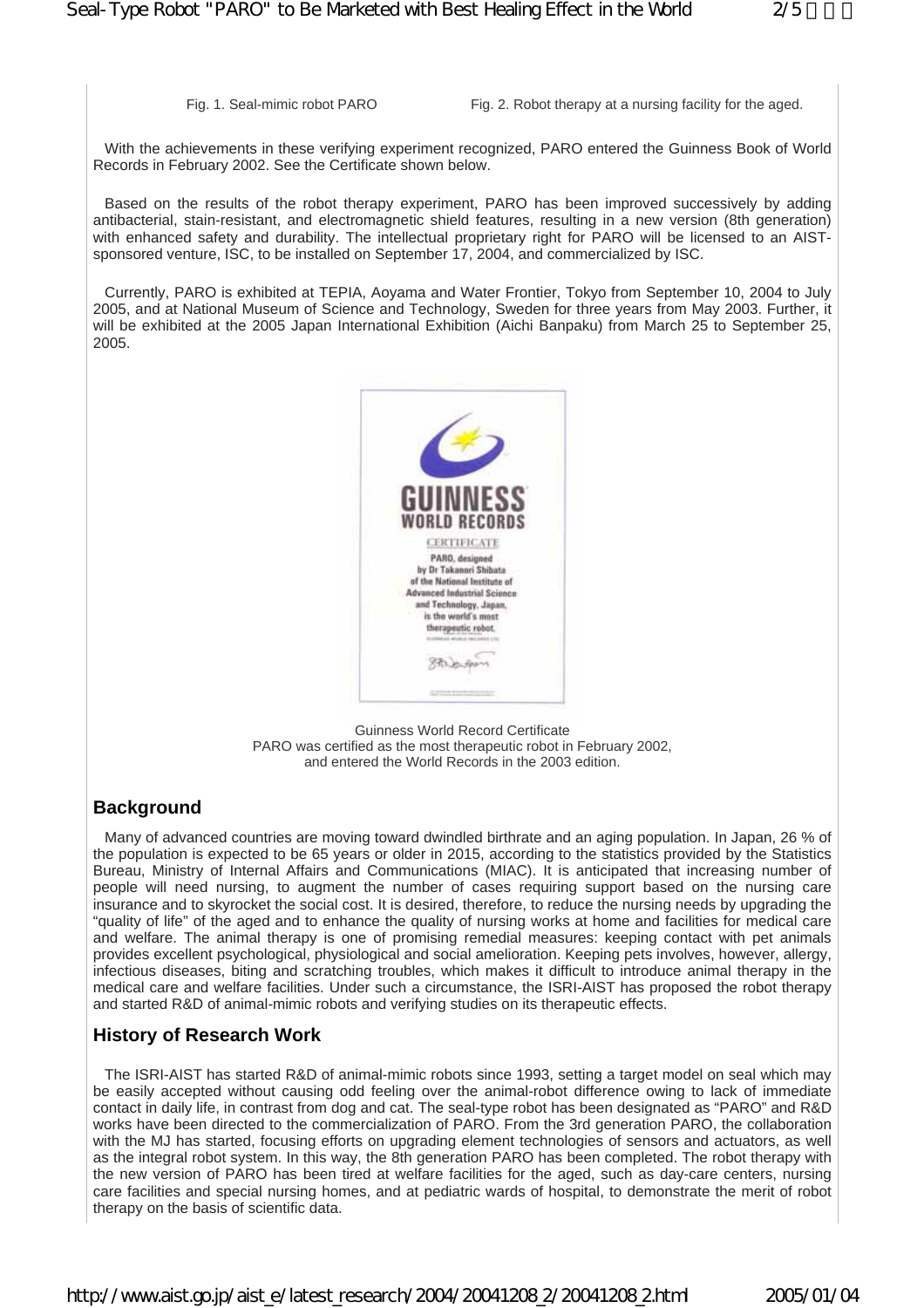Fig. 1. Seal-mimic robot PARO    Fig. 2. Robot therapy at a nursing facility for the aged.

With the achievements in these verifying experiment recognized, PARO entered the Guinness Book of World Records in February 2002. See the Certificate shown below.

Based on the results of the robot therapy experiment, PARO has been improved successively by adding antibacterial, stain-resistant, and electromagnetic shield features, resulting in a new version (8th generation) with enhanced safety and durability. The intellectual proprietary right for PARO will be licensed to an AIST-sponsored venture, ISC, to be installed on September 17, 2004, and commercialized by ISC.

Currently, PARO is exhibited at TEPIA, Aoyama and Water Frontier, Tokyo from September 10, 2004 to July 2005, and at National Museum of Science and Technology, Sweden for three years from May 2003. Further, it will be exhibited at the 2005 Japan International Exhibition (Aichi Banpaku) from March 25 to September 25, 2005.

GUINNESS WORLD RECORDS

CERTIFICATE

PARO, designed by Dr Takanori Shibata of the National Institute of Advanced Industrial Science and Technology, Japan, is the world's most therapeutic robot.

Guinness World Record Certificate
PARO was certified as the most therapeutic robot in February 2002, and entered the World Records in the 2003 edition.

## Background

Many of advanced countries are moving toward dwindled birthrate and an aging population. In Japan, 26 % of the population is expected to be 65 years or older in 2015, according to the statistics provided by the Statistics Bureau, Ministry of Internal Affairs and Communications (MIAC). It is anticipated that increasing number of people will need nursing, to augment the number of cases requiring support based on the nursing care insurance and to skyrocket the social cost. It is desired, therefore, to reduce the nursing needs by upgrading the "quality of life" of the aged and to enhance the quality of nursing works at home and facilities for medical care and welfare. The animal therapy is one of promising remedial measures: keeping contact with pet animals provides excellent psychological, physiological and social amelioration. Keeping pets involves, however, allergy, infectious diseases, biting and scratching troubles, which makes it difficult to introduce animal therapy in the medical care and welfare facilities. Under such a circumstance, the ISRI-AIST has proposed the robot therapy and started R&D of animal-mimic robots and verifying studies on its therapeutic effects.

## History of Research Work

The ISRI-AIST has started R&D of animal-mimic robots since 1993, setting a target model on seal which may be easily accepted without causing odd feeling over the animal-robot difference owing to lack of immediate contact in daily life, in contrast from dog and cat. The seal-type robot has been designated as "PARO" and R&D works have been directed to the commercialization of PARO. From the 3rd generation PARO, the collaboration with the MJ has started, focusing efforts on upgrading element technologies of sensors and actuators, as well as the integral robot system. In this way, the 8th generation PARO has been completed. The robot therapy with the new version of PARO has been tired at welfare facilities for the aged, such as day-care centers, nursing care facilities and special nursing homes, and at pediatric wards of hospital, to demonstrate the merit of robot therapy on the basis of scientific data.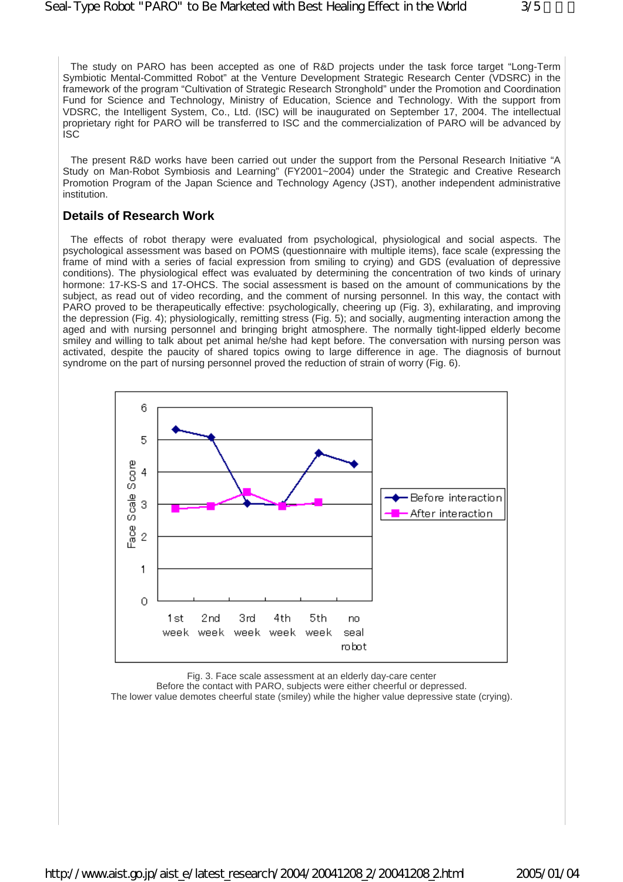The study on PARO has been accepted as one of R&D projects under the task force target "Long-Term Symbiotic Mental-Committed Robot" at the Venture Development Strategic Research Center (VDSRC) in the framework of the program "Cultivation of Strategic Research Stronghold" under the Promotion and Coordination Fund for Science and Technology, Ministry of Education, Science and Technology. With the support from VDSRC, the Intelligent System, Co., Ltd. (ISC) will be inaugurated on September 17, 2004. The intellectual proprietary right for PARO will be transferred to ISC and the commercialization of PARO will be advanced by ISC

The present R&D works have been carried out under the support from the Personal Research Initiative "A Study on Man-Robot Symbiosis and Learning" (FY2001~2004) under the Strategic and Creative Research Promotion Program of the Japan Science and Technology Agency (JST), another independent administrative institution.

### Details of Research Work

The effects of robot therapy were evaluated from psychological, physiological and social aspects. The psychological assessment was based on POMS (questionnaire with multiple items), face scale (expressing the frame of mind with a series of facial expression from smiling to crying) and GDS (evaluation of depressive conditions). The physiological effect was evaluated by determining the concentration of two kinds of urinary hormone: 17-KS-S and 17-OHCS. The social assessment is based on the amount of communications by the subject, as read out of video recording, and the comment of nursing personnel. In this way, the contact with PARO proved to be therapeutically effective: psychologically, cheering up (Fig. 3), exhilarating, and improving the depression (Fig. 4); physiologically, remitting stress (Fig. 5); and socially, augmenting interaction among the aged and with nursing personnel and bringing bright atmosphere. The normally tight-lipped elderly become smiley and willing to talk about pet animal he/she had kept before. The conversation with nursing person was activated, despite the paucity of shared topics owing to large difference in age. The diagnosis of burnout syndrome on the part of nursing personnel proved the reduction of strain of worry (Fig. 6).

Fig. 3. Face scale assessment at an elderly day-care center
Before the contact with PARO, subjects were either cheerful or depressed.
The lower value demotes cheerful state (smiley) while the higher value depressive state (crying).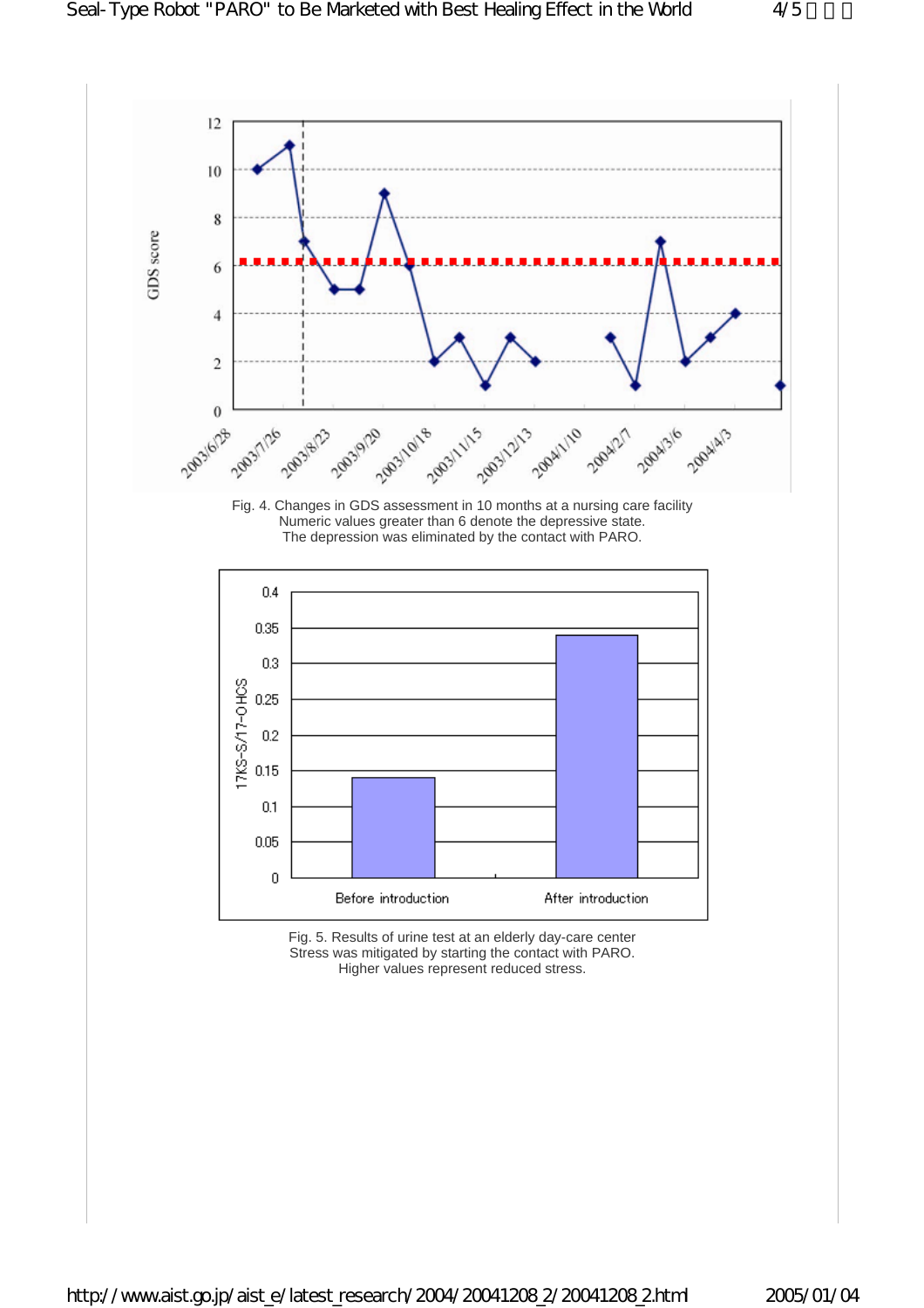Fig. 4. Changes in GDS assessment in 10 months at a nursing care facility
Numeric values greater than 6 denote the depressive state.
The depression was eliminated by the contact with PARO.

Fig. 5. Results of urine test at an elderly day-care center
Stress was mitigated by starting the contact with PARO.
Higher values represent reduced stress.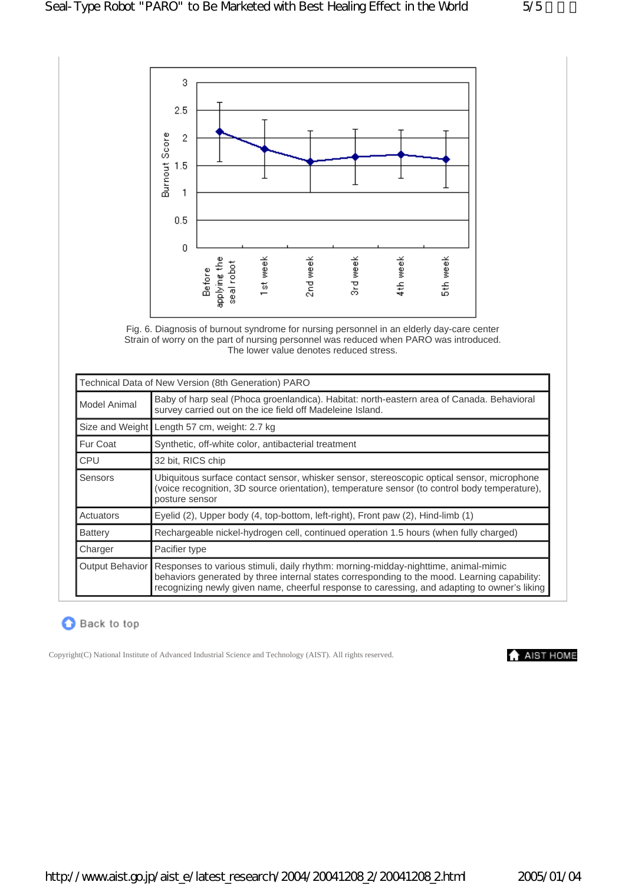Burnout Score

3

2.5

2

1.5

1

0.5

0

Before applying the seal robot

1st week

2nd week

3rd week

4th week

5th week

Fig. 6. Diagnosis of burnout syndrome for nursing personnel in an elderly day-care center
Strain of worry on the part of nursing personnel was reduced when PARO was introduced.
The lower value denotes reduced stress.

| Technical Data of New Version (8th Generation) PARO | |
|---|---|
| Model Animal | Baby of harp seal (Phoca groenlandica). Habitat: north-eastern area of Canada. Behavioral survey carried out on the ice field off Madeleine Island. |
| Size and Weight | Length 57 cm, weight: 2.7 kg |
| Fur Coat | Synthetic, off-white color, antibacterial treatment |
| CPU | 32 bit, RICS chip |
| Sensors | Ubiquitous surface contact sensor, whisker sensor, stereoscopic optical sensor, microphone (voice recognition, 3D source orientation), temperature sensor (to control body temperature), posture sensor |
| Actuators | Eyelid (2), Upper body (4, top-bottom, left-right), Front paw (2), Hind-limb (1) |
| Battery | Rechargeable nickel-hydrogen cell, continued operation 1.5 hours (when fully charged) |
| Charger | Pacifier type |
| Output Behavior | Responses to various stimuli, daily rhythm: morning-midday-nighttime, animal-mimic behaviors generated by three internal states corresponding to the mood. Learning capability: recognizing newly given name, cheerful response to caressing, and adapting to owner's liking |

Back to top

Copyright(C) National Institute of Advanced Industrial Science and Technology (AIST). All rights reserved.

AIST HOME